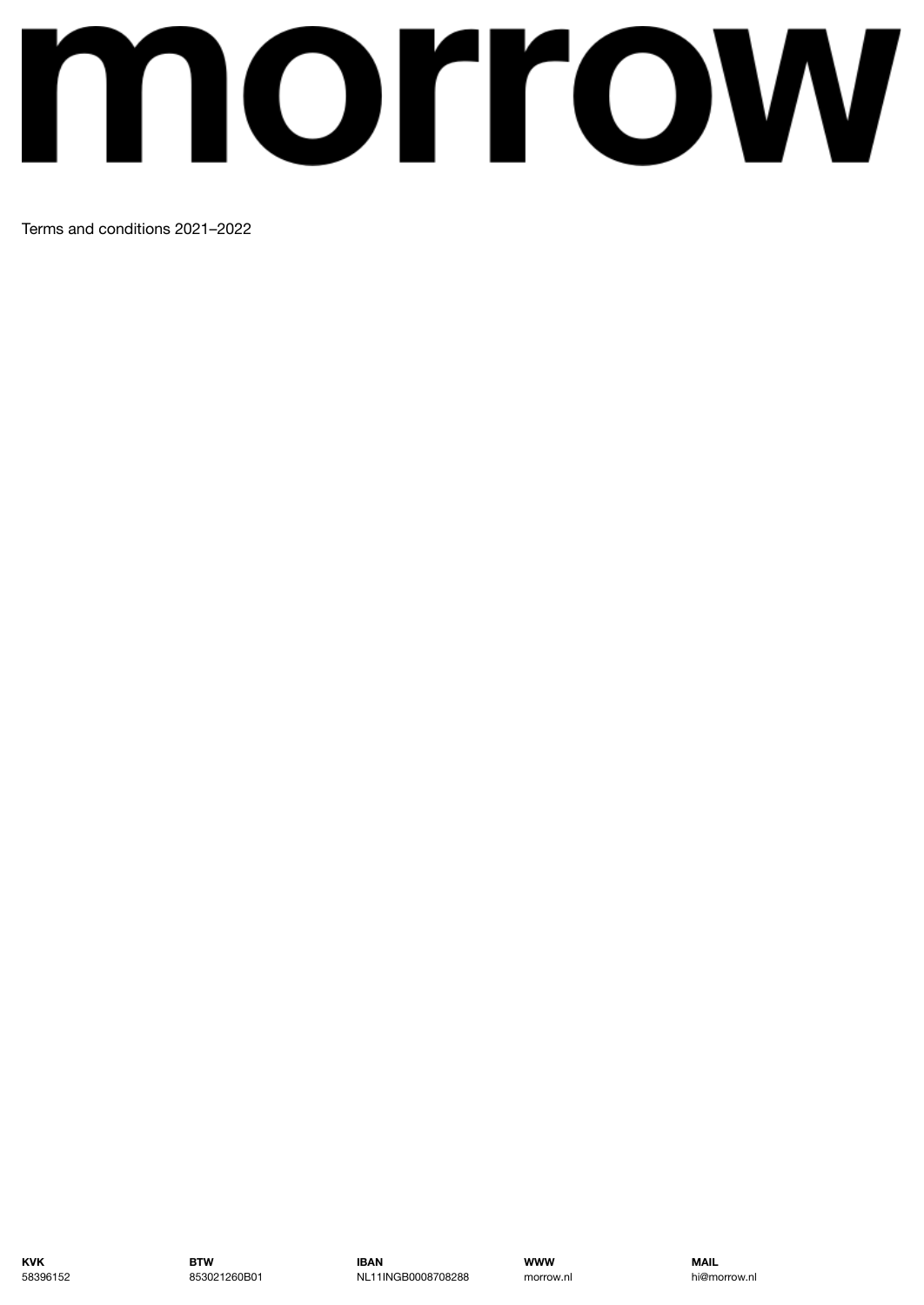# morrow

Terms and conditions 2021–2022

**KVK**
58396152

**BTW**
853021260B01

**IBAN**
NL11INGB0008708288

**WWW**
morrow.nl

**MAIL**
hi@morrow.nl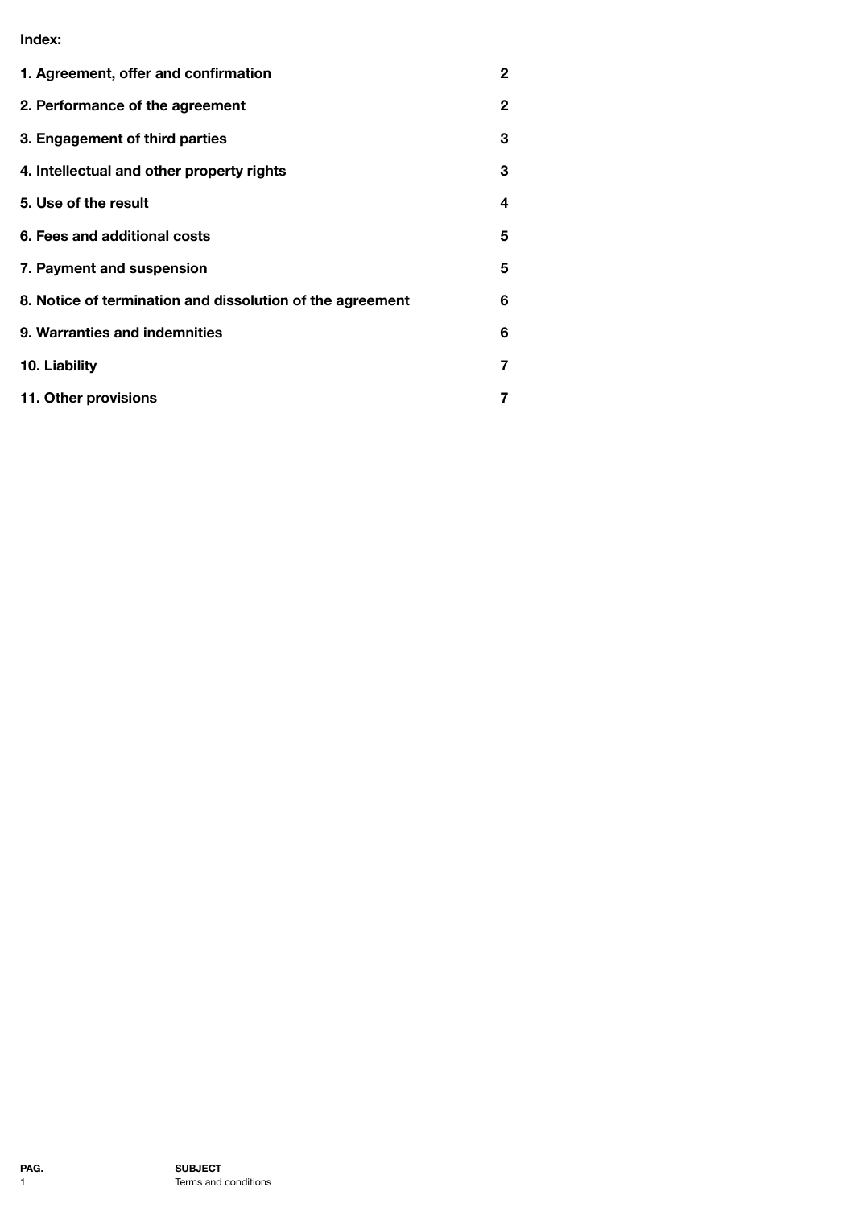**Index:**

| | |
|---|---|
| **1. Agreement, offer and confirmation** | **2** |
| **2. Performance of the agreement** | **2** |
| **3. Engagement of third parties** | **3** |
| **4. Intellectual and other property rights** | **3** |
| **5. Use of the result** | **4** |
| **6. Fees and additional costs** | **5** |
| **7. Payment and suspension** | **5** |
| **8. Notice of termination and dissolution of the agreement** | **6** |
| **9. Warranties and indemnities** | **6** |
| **10. Liability** | **7** |
| **11. Other provisions** | **7** |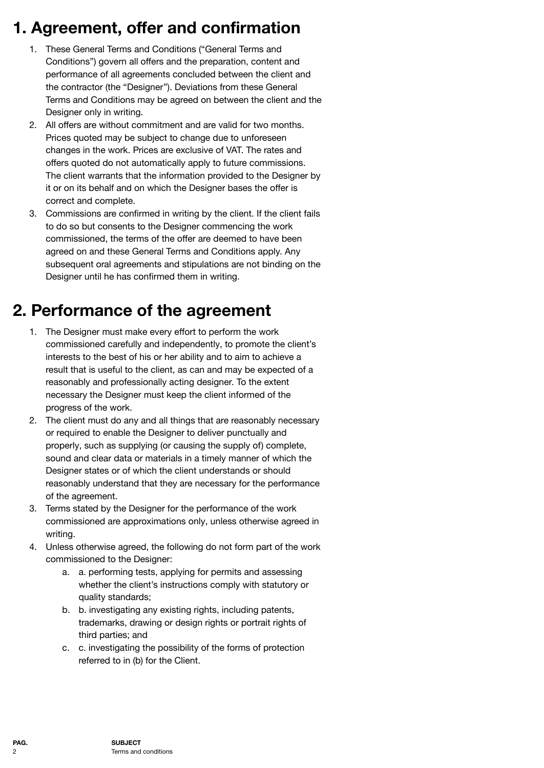# 1. Agreement, offer and confirmation

1. These General Terms and Conditions ("General Terms and Conditions") govern all offers and the preparation, content and performance of all agreements concluded between the client and the contractor (the "Designer"). Deviations from these General Terms and Conditions may be agreed on between the client and the Designer only in writing.
2. All offers are without commitment and are valid for two months. Prices quoted may be subject to change due to unforeseen changes in the work. Prices are exclusive of VAT. The rates and offers quoted do not automatically apply to future commissions. The client warrants that the information provided to the Designer by it or on its behalf and on which the Designer bases the offer is correct and complete.
3. Commissions are confirmed in writing by the client. If the client fails to do so but consents to the Designer commencing the work commissioned, the terms of the offer are deemed to have been agreed on and these General Terms and Conditions apply. Any subsequent oral agreements and stipulations are not binding on the Designer until he has confirmed them in writing.

# 2. Performance of the agreement

1. The Designer must make every effort to perform the work commissioned carefully and independently, to promote the client's interests to the best of his or her ability and to aim to achieve a result that is useful to the client, as can and may be expected of a reasonably and professionally acting designer. To the extent necessary the Designer must keep the client informed of the progress of the work.
2. The client must do any and all things that are reasonably necessary or required to enable the Designer to deliver punctually and properly, such as supplying (or causing the supply of) complete, sound and clear data or materials in a timely manner of which the Designer states or of which the client understands or should reasonably understand that they are necessary for the performance of the agreement.
3. Terms stated by the Designer for the performance of the work commissioned are approximations only, unless otherwise agreed in writing.
4. Unless otherwise agreed, the following do not form part of the work commissioned to the Designer:
    a. a. performing tests, applying for permits and assessing whether the client's instructions comply with statutory or quality standards;
    b. b. investigating any existing rights, including patents, trademarks, drawing or design rights or portrait rights of third parties; and
    c. c. investigating the possibility of the forms of protection referred to in (b) for the Client.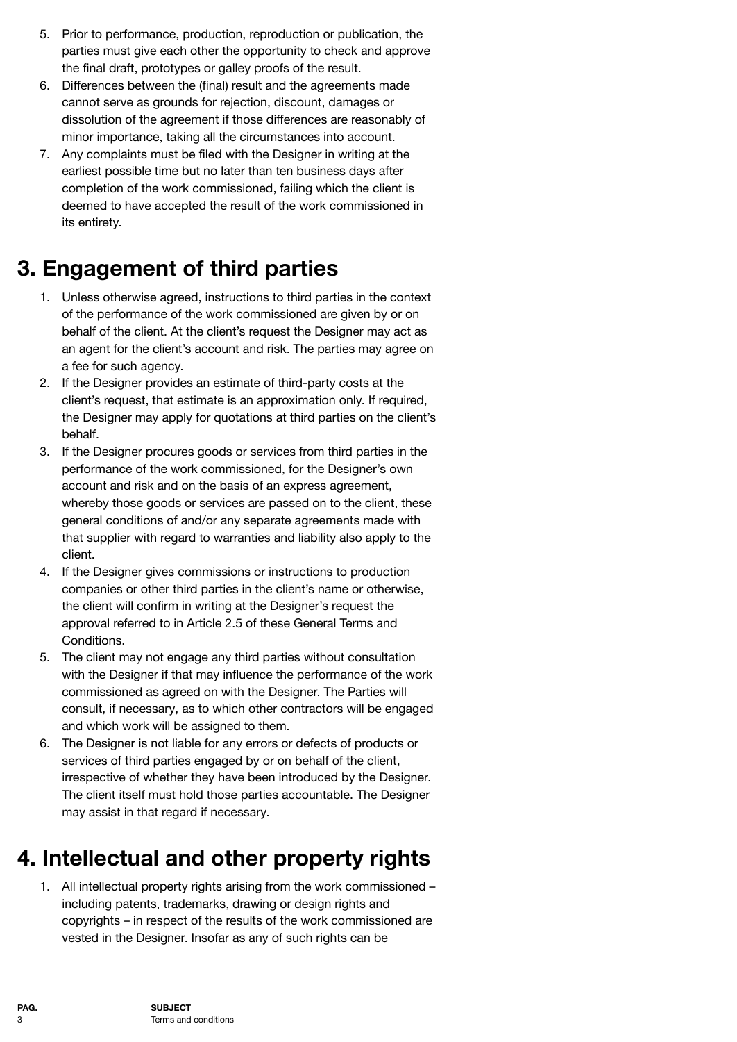5. Prior to performance, production, reproduction or publication, the parties must give each other the opportunity to check and approve the final draft, prototypes or galley proofs of the result.
6. Differences between the (final) result and the agreements made cannot serve as grounds for rejection, discount, damages or dissolution of the agreement if those differences are reasonably of minor importance, taking all the circumstances into account.
7. Any complaints must be filed with the Designer in writing at the earliest possible time but no later than ten business days after completion of the work commissioned, failing which the client is deemed to have accepted the result of the work commissioned in its entirety.

# 3. Engagement of third parties

1. Unless otherwise agreed, instructions to third parties in the context of the performance of the work commissioned are given by or on behalf of the client. At the client's request the Designer may act as an agent for the client's account and risk. The parties may agree on a fee for such agency.
2. If the Designer provides an estimate of third-party costs at the client's request, that estimate is an approximation only. If required, the Designer may apply for quotations at third parties on the client's behalf.
3. If the Designer procures goods or services from third parties in the performance of the work commissioned, for the Designer's own account and risk and on the basis of an express agreement, whereby those goods or services are passed on to the client, these general conditions of and/or any separate agreements made with that supplier with regard to warranties and liability also apply to the client.
4. If the Designer gives commissions or instructions to production companies or other third parties in the client's name or otherwise, the client will confirm in writing at the Designer's request the approval referred to in Article 2.5 of these General Terms and Conditions.
5. The client may not engage any third parties without consultation with the Designer if that may influence the performance of the work commissioned as agreed on with the Designer. The Parties will consult, if necessary, as to which other contractors will be engaged and which work will be assigned to them.
6. The Designer is not liable for any errors or defects of products or services of third parties engaged by or on behalf of the client, irrespective of whether they have been introduced by the Designer. The client itself must hold those parties accountable. The Designer may assist in that regard if necessary.

# 4. Intellectual and other property rights

1. All intellectual property rights arising from the work commissioned – including patents, trademarks, drawing or design rights and copyrights – in respect of the results of the work commissioned are vested in the Designer. Insofar as any of such rights can be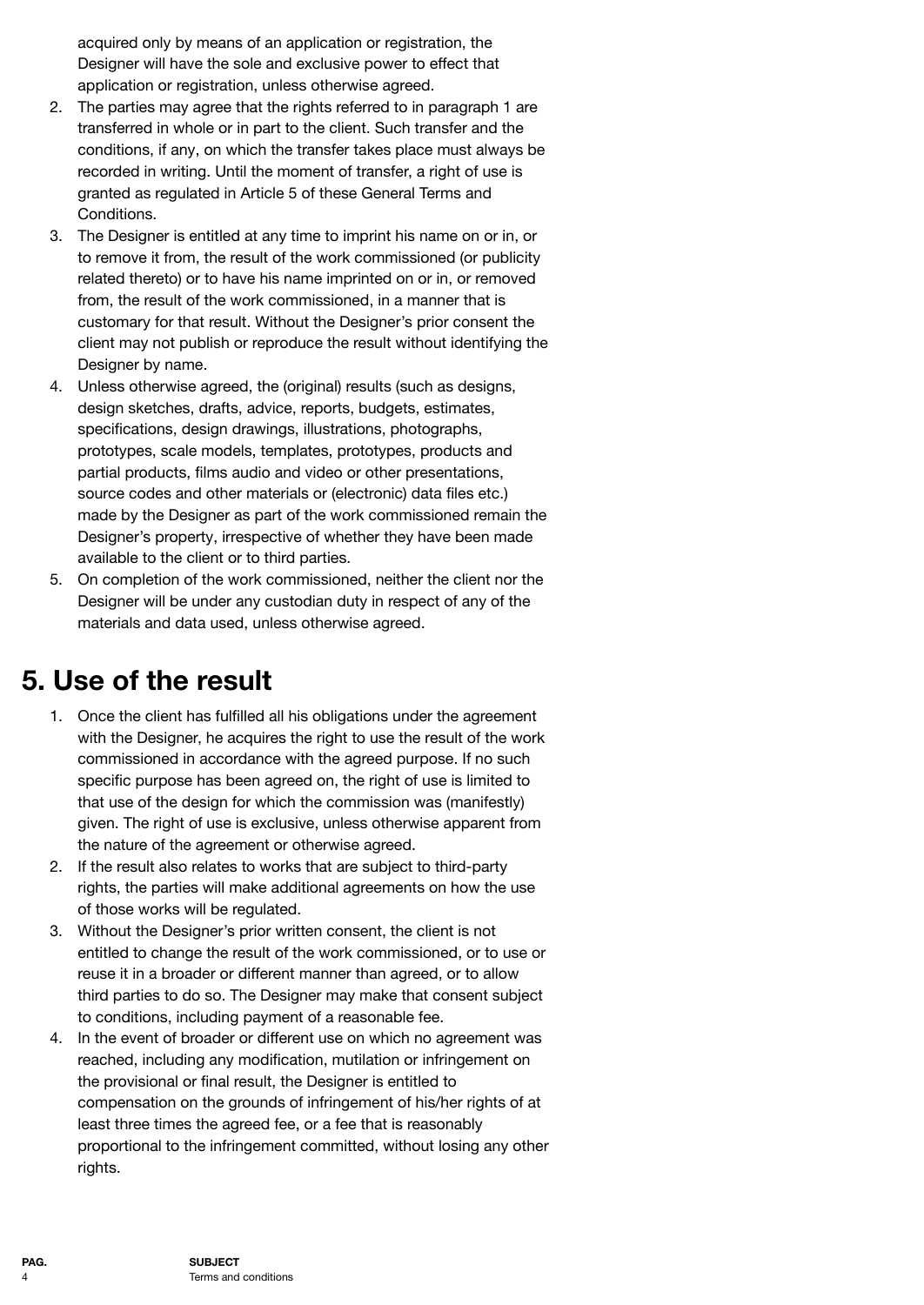acquired only by means of an application or registration, the Designer will have the sole and exclusive power to effect that application or registration, unless otherwise agreed.

2. The parties may agree that the rights referred to in paragraph 1 are transferred in whole or in part to the client. Such transfer and the conditions, if any, on which the transfer takes place must always be recorded in writing. Until the moment of transfer, a right of use is granted as regulated in Article 5 of these General Terms and Conditions.
3. The Designer is entitled at any time to imprint his name on or in, or to remove it from, the result of the work commissioned (or publicity related thereto) or to have his name imprinted on or in, or removed from, the result of the work commissioned, in a manner that is customary for that result. Without the Designer's prior consent the client may not publish or reproduce the result without identifying the Designer by name.
4. Unless otherwise agreed, the (original) results (such as designs, design sketches, drafts, advice, reports, budgets, estimates, specifications, design drawings, illustrations, photographs, prototypes, scale models, templates, prototypes, products and partial products, films audio and video or other presentations, source codes and other materials or (electronic) data files etc.) made by the Designer as part of the work commissioned remain the Designer's property, irrespective of whether they have been made available to the client or to third parties.
5. On completion of the work commissioned, neither the client nor the Designer will be under any custodian duty in respect of any of the materials and data used, unless otherwise agreed.

# 5. Use of the result

1. Once the client has fulfilled all his obligations under the agreement with the Designer, he acquires the right to use the result of the work commissioned in accordance with the agreed purpose. If no such specific purpose has been agreed on, the right of use is limited to that use of the design for which the commission was (manifestly) given. The right of use is exclusive, unless otherwise apparent from the nature of the agreement or otherwise agreed.
2. If the result also relates to works that are subject to third-party rights, the parties will make additional agreements on how the use of those works will be regulated.
3. Without the Designer's prior written consent, the client is not entitled to change the result of the work commissioned, or to use or reuse it in a broader or different manner than agreed, or to allow third parties to do so. The Designer may make that consent subject to conditions, including payment of a reasonable fee.
4. In the event of broader or different use on which no agreement was reached, including any modification, mutilation or infringement on the provisional or final result, the Designer is entitled to compensation on the grounds of infringement of his/her rights of at least three times the agreed fee, or a fee that is reasonably proportional to the infringement committed, without losing any other rights.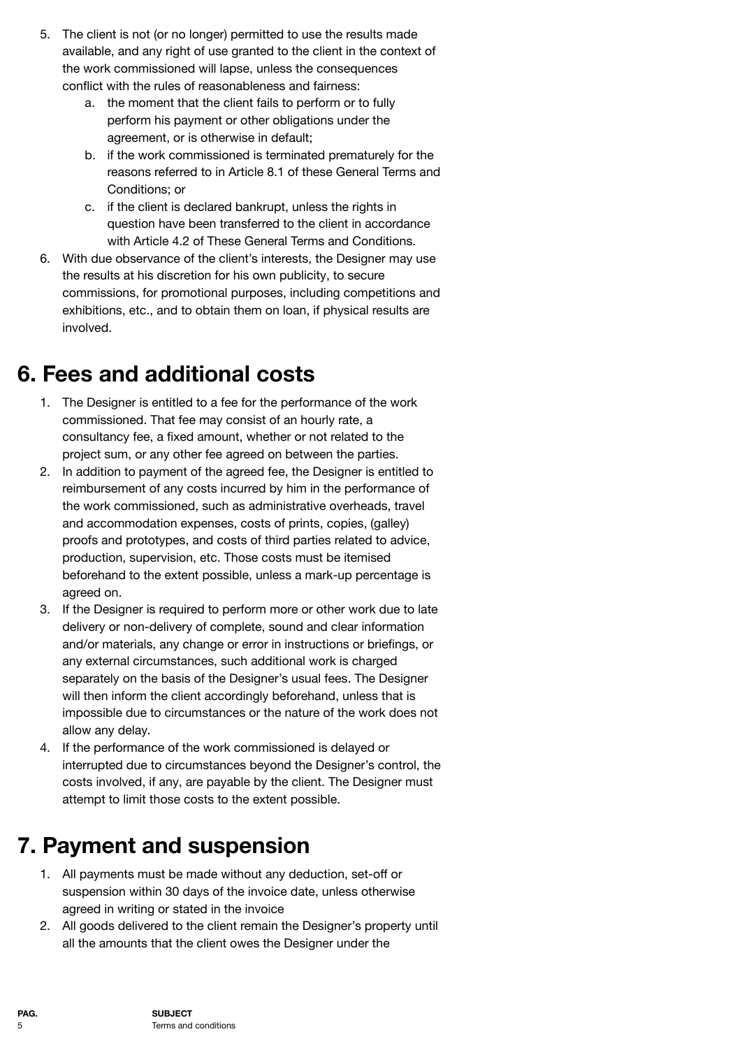5. The client is not (or no longer) permitted to use the results made available, and any right of use granted to the client in the context of the work commissioned will lapse, unless the consequences conflict with the rules of reasonableness and fairness:
    a. the moment that the client fails to perform or to fully perform his payment or other obligations under the agreement, or is otherwise in default;
    b. if the work commissioned is terminated prematurely for the reasons referred to in Article 8.1 of these General Terms and Conditions; or
    c. if the client is declared bankrupt, unless the rights in question have been transferred to the client in accordance with Article 4.2 of These General Terms and Conditions.
6. With due observance of the client's interests, the Designer may use the results at his discretion for his own publicity, to secure commissions, for promotional purposes, including competitions and exhibitions, etc., and to obtain them on loan, if physical results are involved.

# 6. Fees and additional costs

1. The Designer is entitled to a fee for the performance of the work commissioned. That fee may consist of an hourly rate, a consultancy fee, a fixed amount, whether or not related to the project sum, or any other fee agreed on between the parties.
2. In addition to payment of the agreed fee, the Designer is entitled to reimbursement of any costs incurred by him in the performance of the work commissioned, such as administrative overheads, travel and accommodation expenses, costs of prints, copies, (galley) proofs and prototypes, and costs of third parties related to advice, production, supervision, etc. Those costs must be itemised beforehand to the extent possible, unless a mark-up percentage is agreed on.
3. If the Designer is required to perform more or other work due to late delivery or non-delivery of complete, sound and clear information and/or materials, any change or error in instructions or briefings, or any external circumstances, such additional work is charged separately on the basis of the Designer's usual fees. The Designer will then inform the client accordingly beforehand, unless that is impossible due to circumstances or the nature of the work does not allow any delay.
4. If the performance of the work commissioned is delayed or interrupted due to circumstances beyond the Designer's control, the costs involved, if any, are payable by the client. The Designer must attempt to limit those costs to the extent possible.

# 7. Payment and suspension

1. All payments must be made without any deduction, set-off or suspension within 30 days of the invoice date, unless otherwise agreed in writing or stated in the invoice
2. All goods delivered to the client remain the Designer's property until all the amounts that the client owes the Designer under the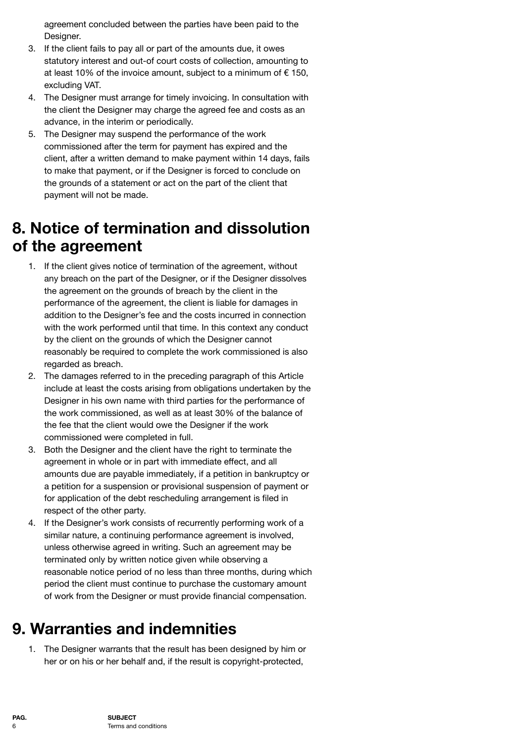agreement concluded between the parties have been paid to the Designer.

3. If the client fails to pay all or part of the amounts due, it owes statutory interest and out-of court costs of collection, amounting to at least 10% of the invoice amount, subject to a minimum of € 150, excluding VAT.
4. The Designer must arrange for timely invoicing. In consultation with the client the Designer may charge the agreed fee and costs as an advance, in the interim or periodically.
5. The Designer may suspend the performance of the work commissioned after the term for payment has expired and the client, after a written demand to make payment within 14 days, fails to make that payment, or if the Designer is forced to conclude on the grounds of a statement or act on the part of the client that payment will not be made.

# 8. Notice of termination and dissolution of the agreement

1. If the client gives notice of termination of the agreement, without any breach on the part of the Designer, or if the Designer dissolves the agreement on the grounds of breach by the client in the performance of the agreement, the client is liable for damages in addition to the Designer's fee and the costs incurred in connection with the work performed until that time. In this context any conduct by the client on the grounds of which the Designer cannot reasonably be required to complete the work commissioned is also regarded as breach.
2. The damages referred to in the preceding paragraph of this Article include at least the costs arising from obligations undertaken by the Designer in his own name with third parties for the performance of the work commissioned, as well as at least 30% of the balance of the fee that the client would owe the Designer if the work commissioned were completed in full.
3. Both the Designer and the client have the right to terminate the agreement in whole or in part with immediate effect, and all amounts due are payable immediately, if a petition in bankruptcy or a petition for a suspension or provisional suspension of payment or for application of the debt rescheduling arrangement is filed in respect of the other party.
4. If the Designer's work consists of recurrently performing work of a similar nature, a continuing performance agreement is involved, unless otherwise agreed in writing. Such an agreement may be terminated only by written notice given while observing a reasonable notice period of no less than three months, during which period the client must continue to purchase the customary amount of work from the Designer or must provide financial compensation.

# 9. Warranties and indemnities

1. The Designer warrants that the result has been designed by him or her or on his or her behalf and, if the result is copyright-protected,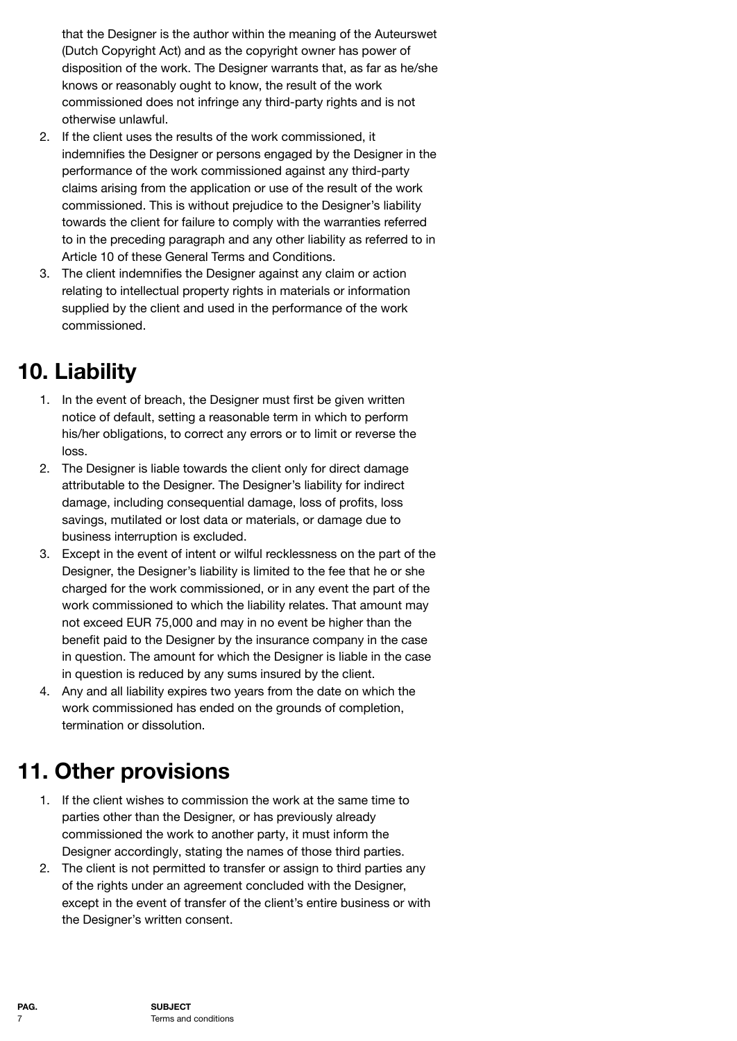that the Designer is the author within the meaning of the Auteurswet (Dutch Copyright Act) and as the copyright owner has power of disposition of the work. The Designer warrants that, as far as he/she knows or reasonably ought to know, the result of the work commissioned does not infringe any third-party rights and is not otherwise unlawful.

2. If the client uses the results of the work commissioned, it indemnifies the Designer or persons engaged by the Designer in the performance of the work commissioned against any third-party claims arising from the application or use of the result of the work commissioned. This is without prejudice to the Designer's liability towards the client for failure to comply with the warranties referred to in the preceding paragraph and any other liability as referred to in Article 10 of these General Terms and Conditions.
3. The client indemnifies the Designer against any claim or action relating to intellectual property rights in materials or information supplied by the client and used in the performance of the work commissioned.

# 10. Liability

1. In the event of breach, the Designer must first be given written notice of default, setting a reasonable term in which to perform his/her obligations, to correct any errors or to limit or reverse the loss.
2. The Designer is liable towards the client only for direct damage attributable to the Designer. The Designer's liability for indirect damage, including consequential damage, loss of profits, loss savings, mutilated or lost data or materials, or damage due to business interruption is excluded.
3. Except in the event of intent or wilful recklessness on the part of the Designer, the Designer's liability is limited to the fee that he or she charged for the work commissioned, or in any event the part of the work commissioned to which the liability relates. That amount may not exceed EUR 75,000 and may in no event be higher than the benefit paid to the Designer by the insurance company in the case in question. The amount for which the Designer is liable in the case in question is reduced by any sums insured by the client.
4. Any and all liability expires two years from the date on which the work commissioned has ended on the grounds of completion, termination or dissolution.

# 11. Other provisions

1. If the client wishes to commission the work at the same time to parties other than the Designer, or has previously already commissioned the work to another party, it must inform the Designer accordingly, stating the names of those third parties.
2. The client is not permitted to transfer or assign to third parties any of the rights under an agreement concluded with the Designer, except in the event of transfer of the client's entire business or with the Designer's written consent.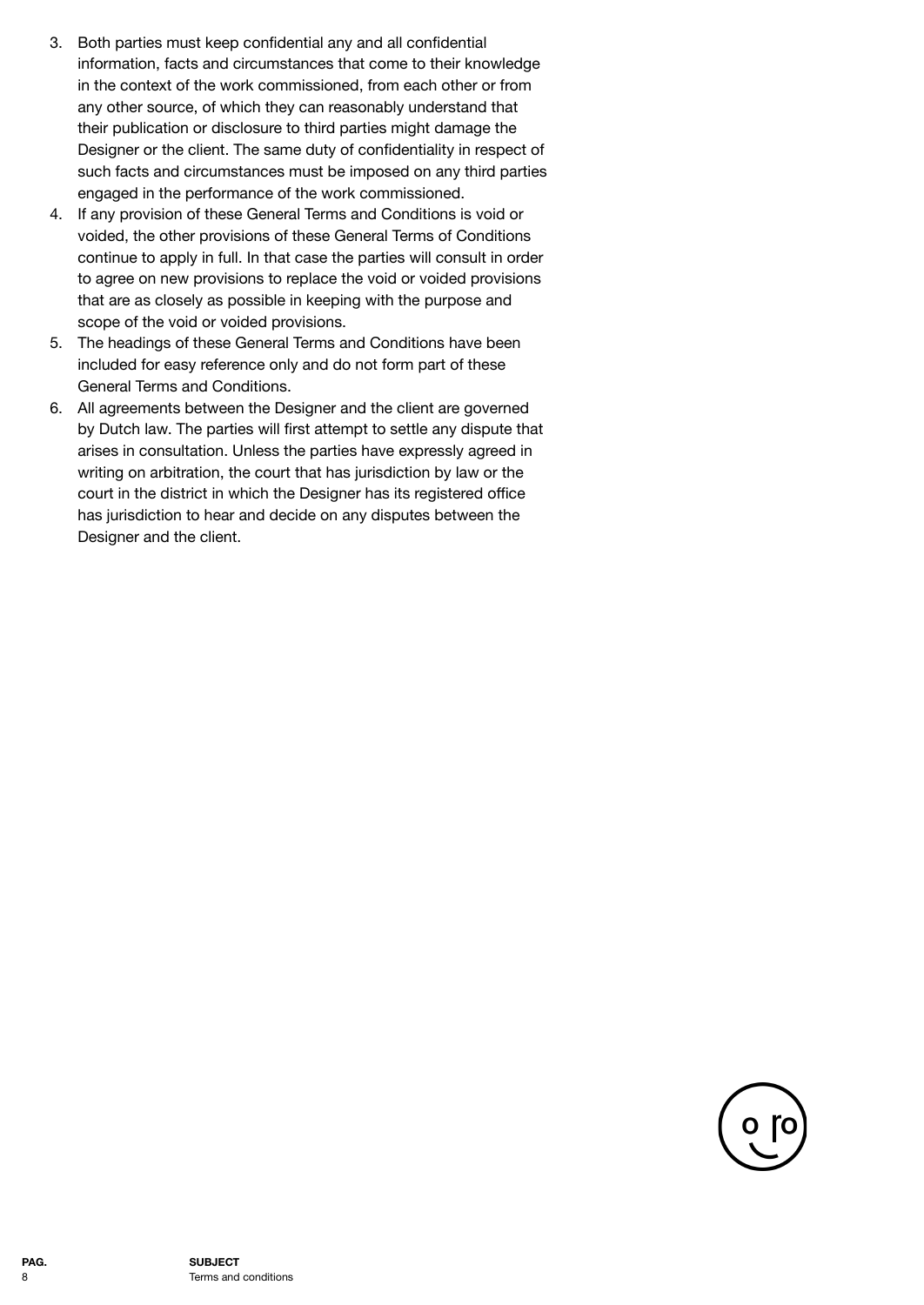3. Both parties must keep confidential any and all confidential information, facts and circumstances that come to their knowledge in the context of the work commissioned, from each other or from any other source, of which they can reasonably understand that their publication or disclosure to third parties might damage the Designer or the client. The same duty of confidentiality in respect of such facts and circumstances must be imposed on any third parties engaged in the performance of the work commissioned.
4. If any provision of these General Terms and Conditions is void or voided, the other provisions of these General Terms of Conditions continue to apply in full. In that case the parties will consult in order to agree on new provisions to replace the void or voided provisions that are as closely as possible in keeping with the purpose and scope of the void or voided provisions.
5. The headings of these General Terms and Conditions have been included for easy reference only and do not form part of these General Terms and Conditions.
6. All agreements between the Designer and the client are governed by Dutch law. The parties will first attempt to settle any dispute that arises in consultation. Unless the parties have expressly agreed in writing on arbitration, the court that has jurisdiction by law or the court in the district in which the Designer has its registered office has jurisdiction to hear and decide on any disputes between the Designer and the client.